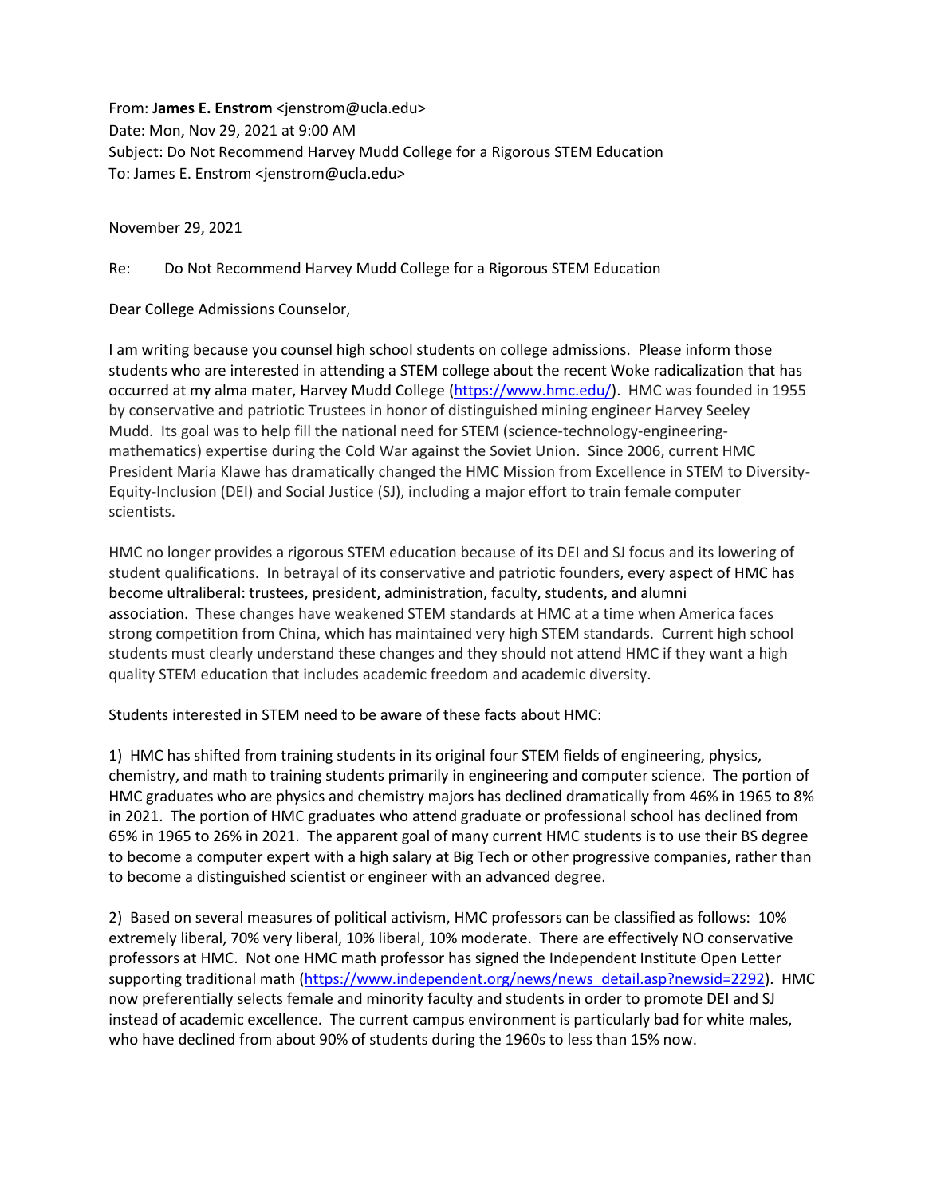From: **James E. Enstrom** <jenstrom@ucla.edu>
Date: Mon, Nov 29, 2021 at 9:00 AM
Subject: Do Not Recommend Harvey Mudd College for a Rigorous STEM Education
To: James E. Enstrom <jenstrom@ucla.edu>

November 29, 2021

Re: Do Not Recommend Harvey Mudd College for a Rigorous STEM Education

Dear College Admissions Counselor,

I am writing because you counsel high school students on college admissions. Please inform those students who are interested in attending a STEM college about the recent Woke radicalization that has occurred at my alma mater, Harvey Mudd College ([https://www.hmc.edu/](https://www.hmc.edu/)). HMC was founded in 1955 by conservative and patriotic Trustees in honor of distinguished mining engineer Harvey Seeley Mudd. Its goal was to help fill the national need for STEM (science-technology-engineering-mathematics) expertise during the Cold War against the Soviet Union. Since 2006, current HMC President Maria Klawe has dramatically changed the HMC Mission from Excellence in STEM to Diversity-Equity-Inclusion (DEI) and Social Justice (SJ), including a major effort to train female computer scientists.

HMC no longer provides a rigorous STEM education because of its DEI and SJ focus and its lowering of student qualifications. In betrayal of its conservative and patriotic founders, every aspect of HMC has become ultraliberal: trustees, president, administration, faculty, students, and alumni association. These changes have weakened STEM standards at HMC at a time when America faces strong competition from China, which has maintained very high STEM standards. Current high school students must clearly understand these changes and they should not attend HMC if they want a high quality STEM education that includes academic freedom and academic diversity.

Students interested in STEM need to be aware of these facts about HMC:

1) HMC has shifted from training students in its original four STEM fields of engineering, physics, chemistry, and math to training students primarily in engineering and computer science. The portion of HMC graduates who are physics and chemistry majors has declined dramatically from 46% in 1965 to 8% in 2021. The portion of HMC graduates who attend graduate or professional school has declined from 65% in 1965 to 26% in 2021. The apparent goal of many current HMC students is to use their BS degree to become a computer expert with a high salary at Big Tech or other progressive companies, rather than to become a distinguished scientist or engineer with an advanced degree.

2) Based on several measures of political activism, HMC professors can be classified as follows: 10% extremely liberal, 70% very liberal, 10% liberal, 10% moderate. There are effectively NO conservative professors at HMC. Not one HMC math professor has signed the Independent Institute Open Letter supporting traditional math ([https://www.independent.org/news/news_detail.asp?newsid=2292](https://www.independent.org/news/news_detail.asp?newsid=2292)). HMC now preferentially selects female and minority faculty and students in order to promote DEI and SJ instead of academic excellence. The current campus environment is particularly bad for white males, who have declined from about 90% of students during the 1960s to less than 15% now.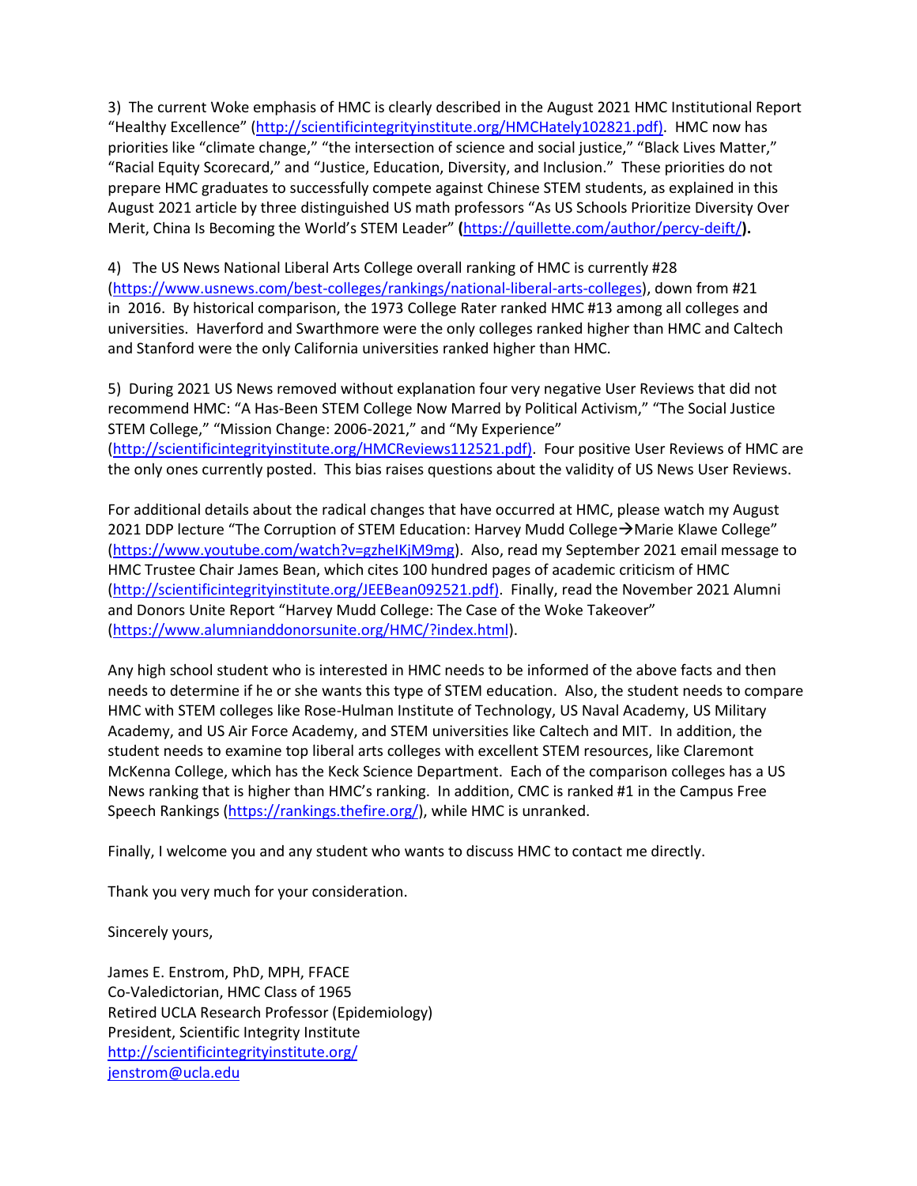3) The current Woke emphasis of HMC is clearly described in the August 2021 HMC Institutional Report "Healthy Excellence" (http://scientificintegrityinstitute.org/HMCHately102821.pdf). HMC now has priorities like "climate change," "the intersection of science and social justice," "Black Lives Matter," "Racial Equity Scorecard," and "Justice, Education, Diversity, and Inclusion." These priorities do not prepare HMC graduates to successfully compete against Chinese STEM students, as explained in this August 2021 article by three distinguished US math professors "As US Schools Prioritize Diversity Over Merit, China Is Becoming the World's STEM Leader" **(**https://quillette.com/author/percy-deift/**).**

4) The US News National Liberal Arts College overall ranking of HMC is currently #28 (https://www.usnews.com/best-colleges/rankings/national-liberal-arts-colleges), down from #21 in 2016. By historical comparison, the 1973 College Rater ranked HMC #13 among all colleges and universities. Haverford and Swarthmore were the only colleges ranked higher than HMC and Caltech and Stanford were the only California universities ranked higher than HMC.

5) During 2021 US News removed without explanation four very negative User Reviews that did not recommend HMC: "A Has-Been STEM College Now Marred by Political Activism," "The Social Justice STEM College," "Mission Change: 2006-2021," and "My Experience" (http://scientificintegrityinstitute.org/HMCReviews112521.pdf). Four positive User Reviews of HMC are the only ones currently posted. This bias raises questions about the validity of US News User Reviews.

For additional details about the radical changes that have occurred at HMC, please watch my August 2021 DDP lecture "The Corruption of STEM Education: Harvey Mudd College→Marie Klawe College" (https://www.youtube.com/watch?v=gzheIKjM9mg). Also, read my September 2021 email message to HMC Trustee Chair James Bean, which cites 100 hundred pages of academic criticism of HMC (http://scientificintegrityinstitute.org/JEEBean092521.pdf). Finally, read the November 2021 Alumni and Donors Unite Report "Harvey Mudd College: The Case of the Woke Takeover" (https://www.alumnianddonorsunite.org/HMC/?index.html).

Any high school student who is interested in HMC needs to be informed of the above facts and then needs to determine if he or she wants this type of STEM education. Also, the student needs to compare HMC with STEM colleges like Rose-Hulman Institute of Technology, US Naval Academy, US Military Academy, and US Air Force Academy, and STEM universities like Caltech and MIT. In addition, the student needs to examine top liberal arts colleges with excellent STEM resources, like Claremont McKenna College, which has the Keck Science Department. Each of the comparison colleges has a US News ranking that is higher than HMC's ranking. In addition, CMC is ranked #1 in the Campus Free Speech Rankings (https://rankings.thefire.org/), while HMC is unranked.

Finally, I welcome you and any student who wants to discuss HMC to contact me directly.

Thank you very much for your consideration.

Sincerely yours,

James E. Enstrom, PhD, MPH, FFACE  
Co-Valedictorian, HMC Class of 1965  
Retired UCLA Research Professor (Epidemiology)  
President, Scientific Integrity Institute  
http://scientificintegrityinstitute.org/  
jenstrom@ucla.edu